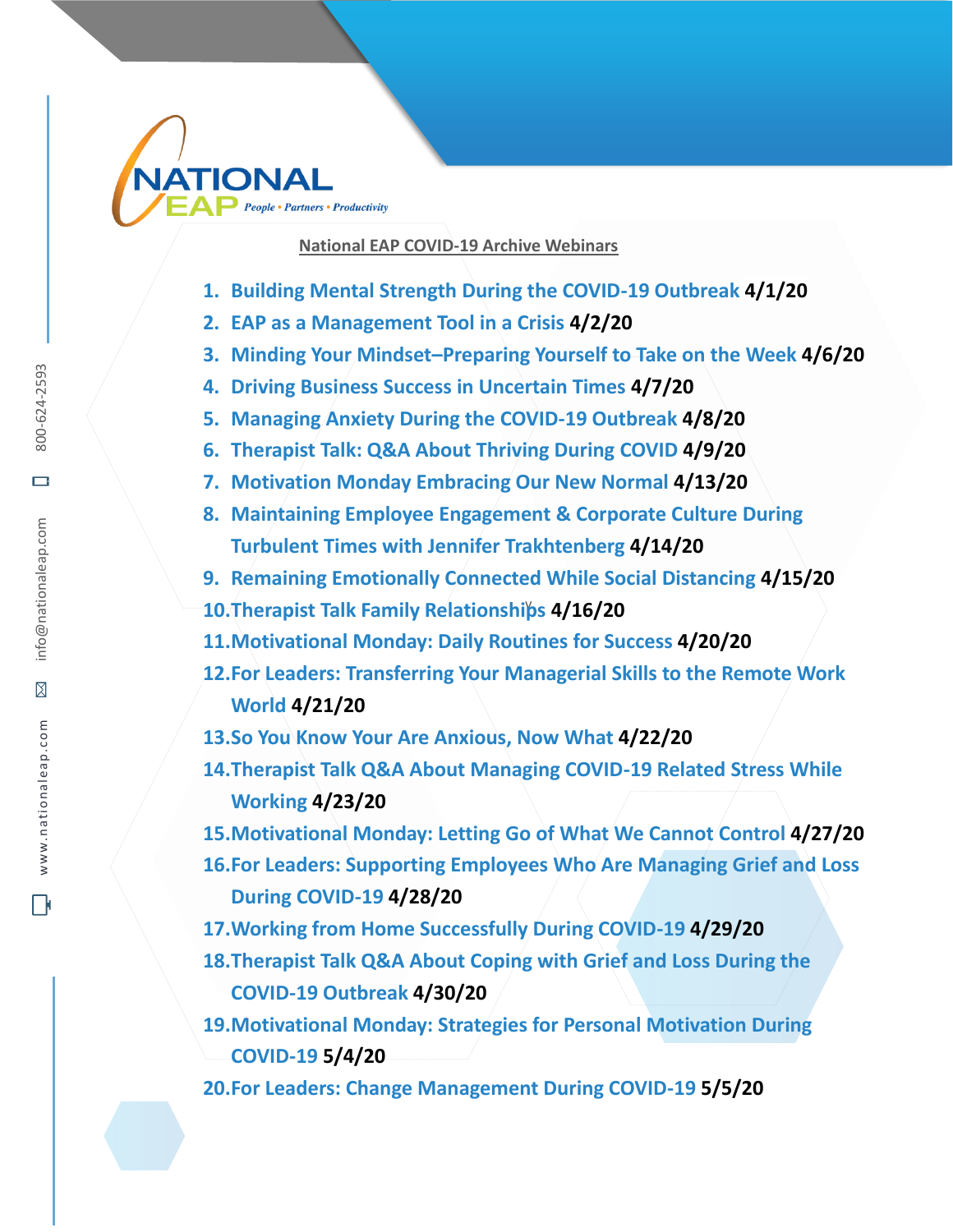NATIONAL EAP

*People • Partners • Productivity*

800-624-2593

info@nationaleap.com

www.nationaleap.com

## National EAP COVID-19 Archive Webinars

1. Building Mental Strength During the COVID-19 Outbreak **4/1/20**
2. EAP as a Management Tool in a Crisis **4/2/20**
3. Minding Your Mindset–Preparing Yourself to Take on the Week **4/6/20**
4. Driving Business Success in Uncertain Times **4/7/20**
5. Managing Anxiety During the COVID-19 Outbreak **4/8/20**
6. Therapist Talk: Q&A About Thriving During COVID **4/9/20**
7. Motivation Monday Embracing Our New Normal **4/13/20**
8. Maintaining Employee Engagement & Corporate Culture During Turbulent Times with Jennifer Trakhtenberg **4/14/20**
9. Remaining Emotionally Connected While Social Distancing **4/15/20**
10. Therapist Talk Family Relationships **4/16/20**
11. Motivational Monday: Daily Routines for Success **4/20/20**
12. For Leaders: Transferring Your Managerial Skills to the Remote Work World **4/21/20**
13. So You Know Your Are Anxious, Now What **4/22/20**
14. Therapist Talk Q&A About Managing COVID-19 Related Stress While Working **4/23/20**
15. Motivational Monday: Letting Go of What We Cannot Control **4/27/20**
16. For Leaders: Supporting Employees Who Are Managing Grief and Loss During COVID-19 **4/28/20**
17. Working from Home Successfully During COVID-19 **4/29/20**
18. Therapist Talk Q&A About Coping with Grief and Loss During the COVID-19 Outbreak **4/30/20**
19. Motivational Monday: Strategies for Personal Motivation During COVID-19 **5/4/20**
20. For Leaders: Change Management During COVID-19 **5/5/20**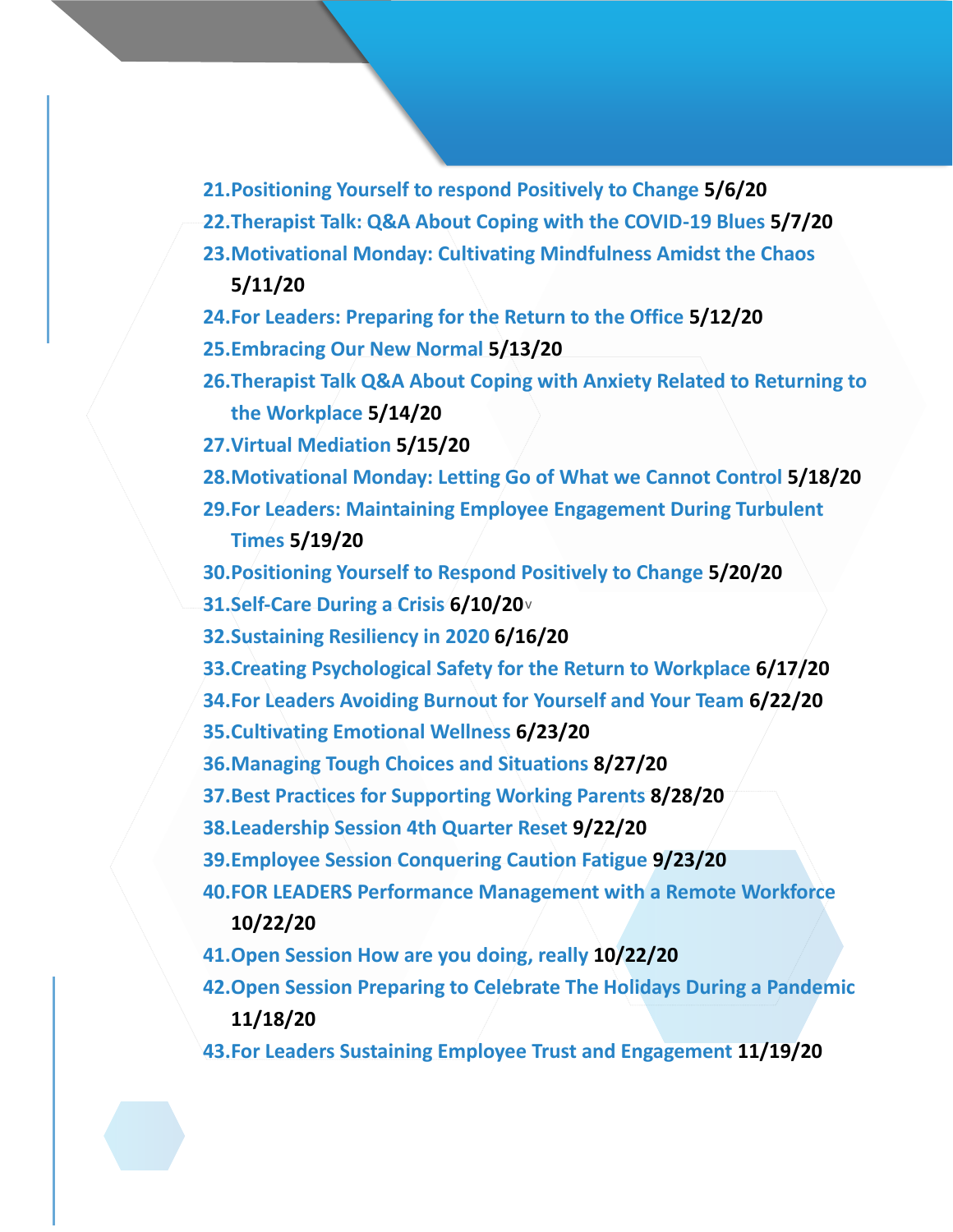21. Positioning Yourself to respond Positively to Change **5/6/20**
22. Therapist Talk: Q&A About Coping with the COVID-19 Blues **5/7/20**
23. Motivational Monday: Cultivating Mindfulness Amidst the Chaos **5/11/20**
24. For Leaders: Preparing for the Return to the Office **5/12/20**
25. Embracing Our New Normal **5/13/20**
26. Therapist Talk Q&A About Coping with Anxiety Related to Returning to the Workplace **5/14/20**
27. Virtual Mediation **5/15/20**
28. Motivational Monday: Letting Go of What we Cannot Control **5/18/20**
29. For Leaders: Maintaining Employee Engagement During Turbulent Times **5/19/20**
30. Positioning Yourself to Respond Positively to Change **5/20/20**
31. Self-Care During a Crisis **6/10/20**v
32. Sustaining Resiliency in 2020 **6/16/20**
33. Creating Psychological Safety for the Return to Workplace **6/17/20**
34. For Leaders Avoiding Burnout for Yourself and Your Team **6/22/20**
35. Cultivating Emotional Wellness **6/23/20**
36. Managing Tough Choices and Situations **8/27/20**
37. Best Practices for Supporting Working Parents **8/28/20**
38. Leadership Session 4th Quarter Reset **9/22/20**
39. Employee Session Conquering Caution Fatigue **9/23/20**
40. FOR LEADERS Performance Management with a Remote Workforce **10/22/20**
41. Open Session How are you doing, really **10/22/20**
42. Open Session Preparing to Celebrate The Holidays During a Pandemic **11/18/20**
43. For Leaders Sustaining Employee Trust and Engagement **11/19/20**